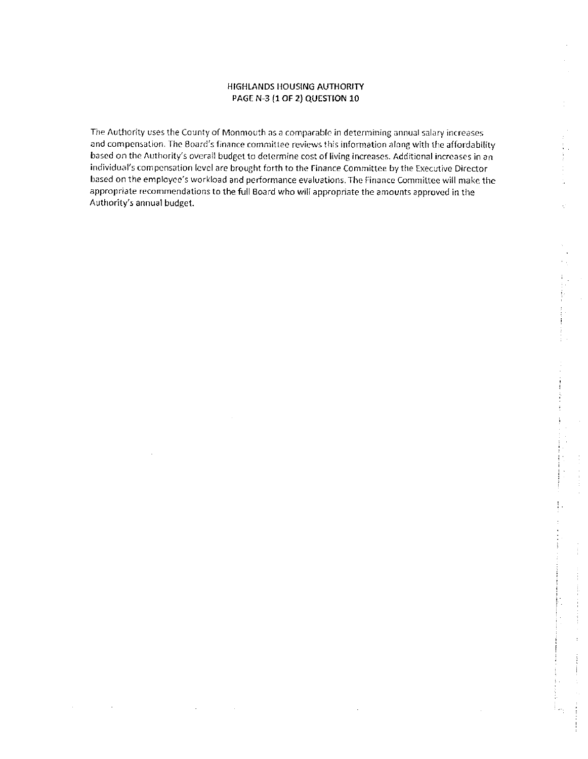# HIGHLANDS HOUSING AUTHORITY
## PAGE N-3 (1 OF 2) QUESTION 10

The Authority uses the County of Monmouth as a comparable in determining annual salary increases and compensation. The Board's finance committee reviews this information along with the affordability based on the Authority's overall budget to determine cost of living increases. Additional increases in an individual's compensation level are brought forth to the Finance Committee by the Executive Director based on the employee's workload and performance evaluations. The Finance Committee will make the appropriate recommendations to the full Board who will appropriate the amounts approved in the Authority's annual budget.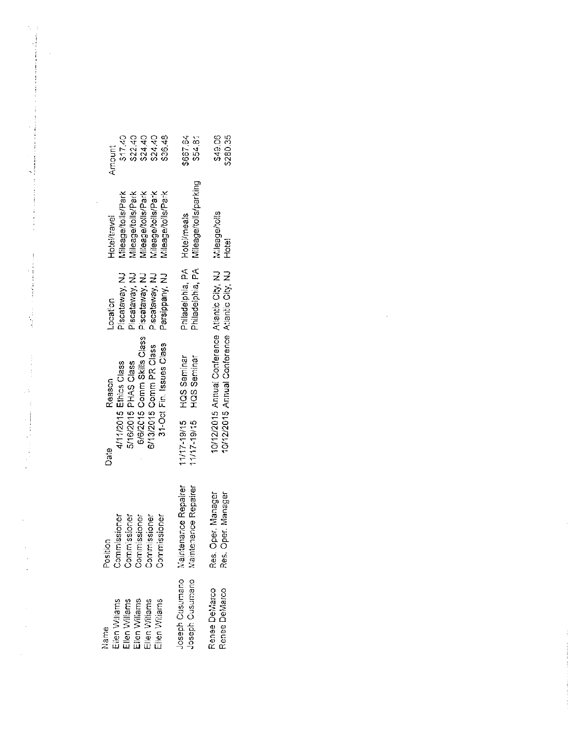| Name | Position | Date | Reason | Location | Hotel/travel | Amount |
|---|---|---|---|---|---|---|
| Ellen Williams | Commissioner | 4/11/2015 | Ethics Class | Piscataway, NJ | Mileage/tolls/Park | $17.40 |
| Ellen Williams | Commissioner | 5/16/2015 | PHAS Class | Piscataway, NJ | Mileage/tolls/Park | $22.40 |
| Ellen Williams | Commissioner | 6/6/2015 | Comm Skills Class | Piscataway, NJ | Mileage/tolls/Park | $24.40 |
| Ellen Williams | Commissioner | 6/13/2015 | Comm PR Class | Piscataway, NJ | Mileage/tolls/Park | $24.40 |
| Ellen Williams | Commissioner | 31-Oct | Fin. Issues Class | Parsippany, NJ | Mileage/tolls/Park | $36.48 |
| | | | | | | |
| Joseph Cusumano | Maintenance Repairer | 11/17-19/15 | HQS Seminar | Philadelphia, PA | Hotel/meals | $687.64 |
| Joseph Cusumano | Maintenance Repairer | 11/17-19/15 | HQS Seminar | Philadelphia, PA | Mileage/tolls/parking | $54.81 |
| | | | | | | |
| Renee DeMarco | Res. Oper. Manager | 10/12/2015 | Annual Conference | Atlantic City, NJ | Mileage/tolls | $49.06 |
| Renee DeMarco | Res. Oper. Manager | 10/12/2015 | Annual Conference | Atlantic City, NJ | Hotel | $280.35 |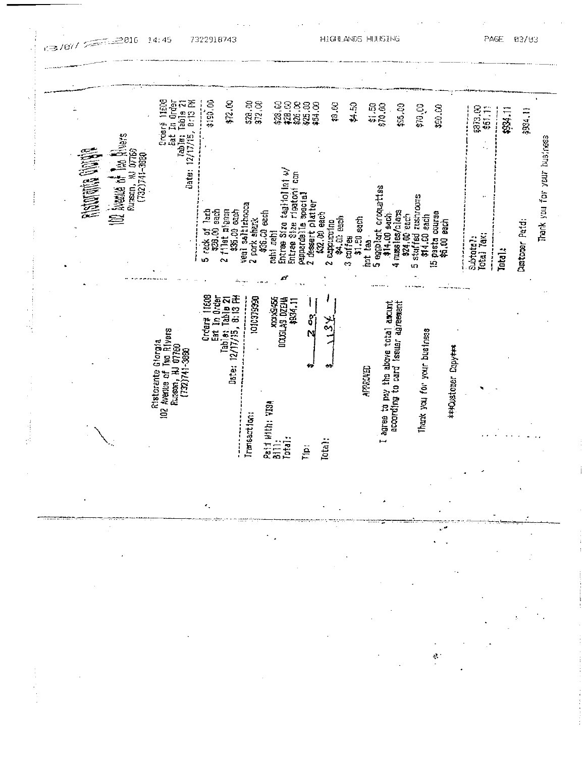# Ristorante Giorgia

102 Avenue of Two Rivers
Rumson, NJ 07760
(732)741-3080

Order# 11608
Eat In Order
Table: Table 21
Date: 12/17/15, 8:13 PM

| Item | Amount |
|---|---|
| 5 rack of lamb<br>$38.00 each | $190.00 |
| 2 filet mignon<br>$36.00 each | $72.00 |
| veal saltimbocca | $28.00 |
| 2 pork shank<br>$36.00 each | $72.00 |
| mahi mahi | $28.00 |
| Entree Size tagliolini w/ | $28.00 |
| Entree Size rigatoni con | $26.00 |
| pappardelle special | $25.00 |
| 2 dessert platter<br>$32.00 each | $64.00 |
| 2 cappuccino<br>$4.00 each | $8.00 |
| 3 coffee<br>$1.50 each | $4.50 |
| hot tea | $1.50 |
| 5 eggplant croquettes<br>$14.00 each | $70.00 |
| 4 mussles/clams<br>$24.00 each | $96.00 |
| 5 stuffed mushrooms<br>$14.00 each | $70.00 |
| 15 pasta course<br>$6.00 each | $90.00 |

Subtotal: $873.00
Total Tax: $61.11

Total: $934.11

Customer Paid: $934.11

Thank you for your business

---

Ristorante Giorgia
102 Avenue of Two Rivers
Rumson, NJ 07760
(732)741-3080

Order# 11608
Eat In Order
Table: Table 21
Date: 12/17/15, 8:13 PM

Transaction: 1010379990

Paid With: VISA XXXX5456
Bill: DOUGLAS DZEMA
Total: $934.11

Tip: $ 200 —

Total: $ 1134 —

APPROVED

I agree to pay the above total amount according to card issuer agreement

Thank you for your business

***Customer Copy***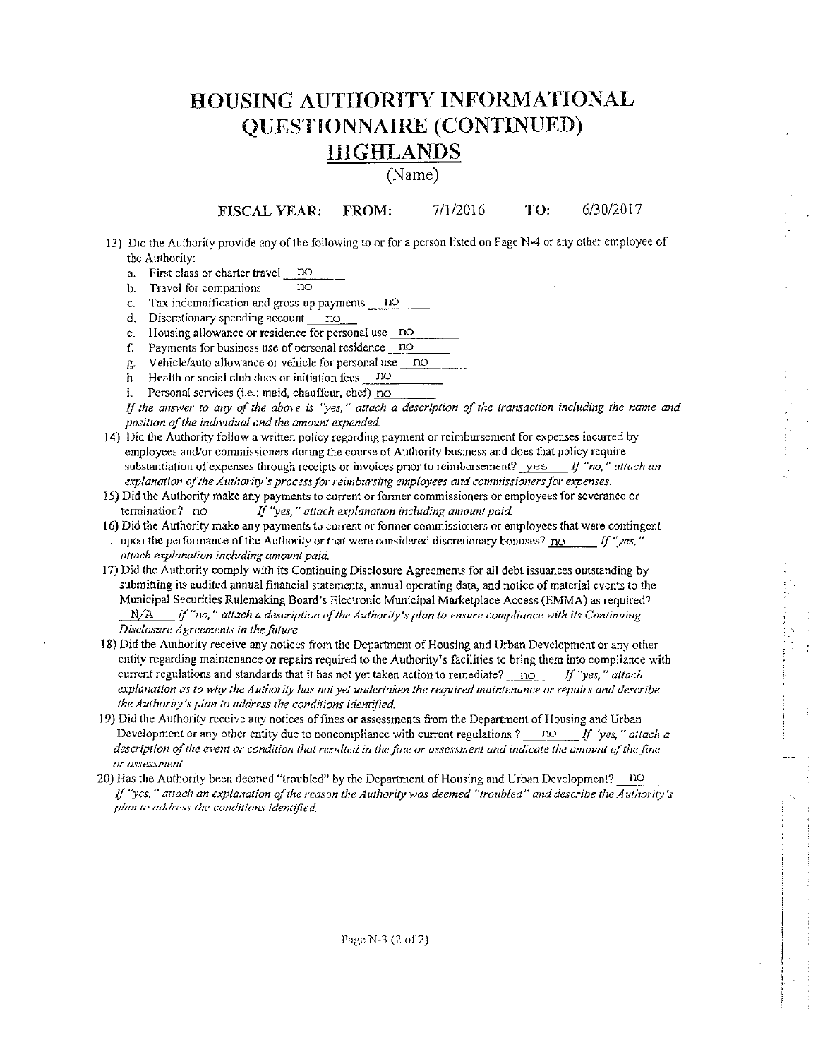# HOUSING AUTHORITY INFORMATIONAL QUESTIONNAIRE (CONTINUED)

## HIGHLANDS

(Name)

**FISCAL YEAR: FROM:** 7/1/2016 **TO:** 6/30/2017

13) Did the Authority provide any of the following to or for a person listed on Page N-4 or any other employee of the Authority:
    a. First class or charter travel no
    b. Travel for companions no
    c. Tax indemnification and gross-up payments no
    d. Discretionary spending account no
    e. Housing allowance or residence for personal use no
    f. Payments for business use of personal residence no
    g. Vehicle/auto allowance or vehicle for personal use no
    h. Health or social club dues or initiation fees no
    i. Personal services (i.e.: maid, chauffeur, chef) no

    *If the answer to any of the above is "yes," attach a description of the transaction including the name and position of the individual and the amount expended.*

14) Did the Authority follow a written policy regarding payment or reimbursement for expenses incurred by employees and/or commissioners during the course of Authority business and does that policy require substantiation of expenses through receipts or invoices prior to reimbursement? yes *If "no," attach an explanation of the Authority's process for reimbursing employees and commissioners for expenses.*

15) Did the Authority make any payments to current or former commissioners or employees for severance or termination? no *If "yes," attach explanation including amount paid.*

16) Did the Authority make any payments to current or former commissioners or employees that were contingent upon the performance of the Authority or that were considered discretionary bonuses? no *If "yes," attach explanation including amount paid.*

17) Did the Authority comply with its Continuing Disclosure Agreements for all debt issuances outstanding by submitting its audited annual financial statements, annual operating data, and notice of material events to the Municipal Securities Rulemaking Board's Electronic Municipal Marketplace Access (EMMA) as required? N/A *If "no," attach a description of the Authority's plan to ensure compliance with its Continuing Disclosure Agreements in the future.*

18) Did the Authority receive any notices from the Department of Housing and Urban Development or any other entity regarding maintenance or repairs required to the Authority's facilities to bring them into compliance with current regulations and standards that it has not yet taken action to remediate? no *If "yes," attach explanation as to why the Authority has not yet undertaken the required maintenance or repairs and describe the Authority's plan to address the conditions identified.*

19) Did the Authority receive any notices of fines or assessments from the Department of Housing and Urban Development or any other entity due to noncompliance with current regulations? no *If "yes," attach a description of the event or condition that resulted in the fine or assessment and indicate the amount of the fine or assessment.*

20) Has the Authority been deemed "troubled" by the Department of Housing and Urban Development? no *If "yes," attach an explanation of the reason the Authority was deemed "troubled" and describe the Authority's plan to address the conditions identified.*

Page N-3 (2 of 2)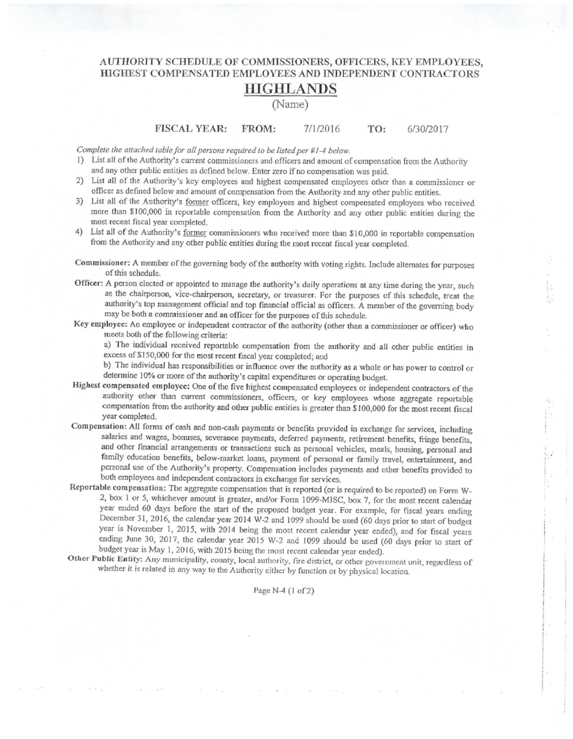# AUTHORITY SCHEDULE OF COMMISSIONERS, OFFICERS, KEY EMPLOYEES, HIGHEST COMPENSATED EMPLOYEES AND INDEPENDENT CONTRACTORS

## HIGHLANDS

(Name)

**FISCAL YEAR: FROM:** 7/1/2016 **TO:** 6/30/2017

*Complete the attached table for all persons required to be listed per #1-4 below.*

1) List all of the Authority's current commissioners and officers and amount of compensation from the Authority and any other public entities as defined below. Enter zero if no compensation was paid.
2) List all of the Authority's key employees and highest compensated employees other than a commissioner or officer as defined below and amount of compensation from the Authority and any other public entities.
3) List all of the Authority's former officers, key employees and highest compensated employees who received more than $100,000 in reportable compensation from the Authority and any other public entities during the most recent fiscal year completed.
4) List all of the Authority's former commissioners who received more than $10,000 in reportable compensation from the Authority and any other public entities during the most recent fiscal year completed.

**Commissioner:** A member of the governing body of the authority with voting rights. Include alternates for purposes of this schedule.

**Officer:** A person elected or appointed to manage the authority's daily operations at any time during the year, such as the chairperson, vice-chairperson, secretary, or treasurer. For the purposes of this schedule, treat the authority's top management official and top financial official as officers. A member of the governing body may be both a commissioner and an officer for the purposes of this schedule.

**Key employee:** An employee or independent contractor of the authority (other than a commissioner or officer) who meets both of the following criteria:

a) The individual received reportable compensation from the authority and all other public entities in excess of $150,000 for the most recent fiscal year completed; and

b) The individual has responsibilities or influence over the authority as a whole or has power to control or determine 10% or more of the authority's capital expenditures or operating budget.

**Highest compensated employee:** One of the five highest compensated employees or independent contractors of the authority other than current commissioners, officers, or key employees whose aggregate reportable compensation from the authority and other public entities is greater than $100,000 for the most recent fiscal year completed.

**Compensation:** All forms of cash and non-cash payments or benefits provided in exchange for services, including salaries and wages, bonuses, severance payments, deferred payments, retirement benefits, fringe benefits, and other financial arrangements or transactions such as personal vehicles, meals, housing, personal and family education benefits, below-market loans, payment of personal or family travel, entertainment, and personal use of the Authority's property. Compensation includes payments and other benefits provided to both employees and independent contractors in exchange for services.

**Reportable compensation:** The aggregate compensation that is reported (or is required to be reported) on Form W-2, box 1 or 5, whichever amount is greater, and/or Form 1099-MISC, box 7, for the most recent calendar year ended 60 days before the start of the proposed budget year. For example, for fiscal years ending December 31, 2016, the calendar year 2014 W-2 and 1099 should be used (60 days prior to start of budget year is November 1, 2015, with 2014 being the most recent calendar year ended), and for fiscal years ending June 30, 2017, the calendar year 2015 W-2 and 1099 should be used (60 days prior to start of budget year is May 1, 2016, with 2015 being the most recent calendar year ended).

**Other Public Entity:** Any municipality, county, local authority, fire district, or other government unit, regardless of whether it is related in any way to the Authority either by function or by physical location.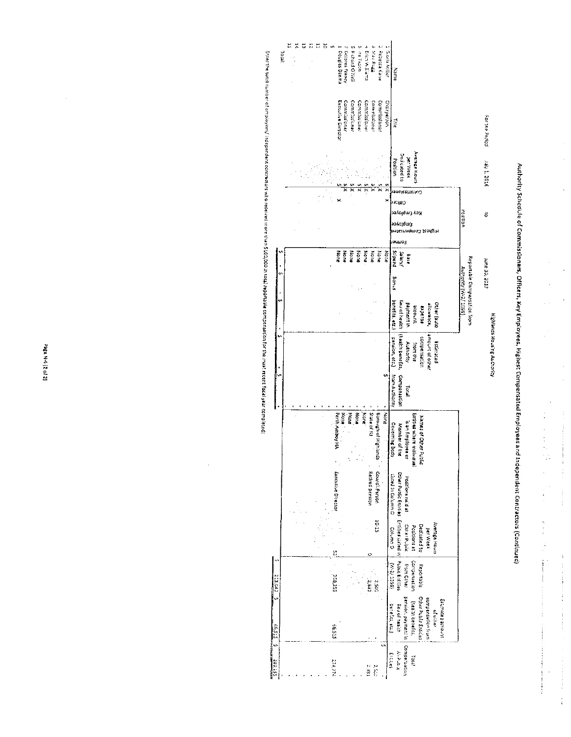# Authority Schedule of Commissioners, Officers, Key Employees, Highest Compensated Employees and Independent Contractors (Continued)

For the Period July 1, 2016 to June 30, 2017 Highlands Housing Authority

| | Name | Title | Average Hours per Week Dedicated to Position | Position: Commissioner | Position: Officer | Position: Key Employee | Position: Highest Compensated Employee | Position: Former | Reportable Compensation from Authority (W-2/1099): Base Salary/Stipend | Reportable Compensation from Authority (W-2/1099): Bonus | Reportable Compensation from Authority (W-2/1099): Other (auto allowance, expense account, payment in lieu of health benefits, etc.) | Estimated amount of other compensation from the Authority (health benefits, pension, etc.) | Total Compensation from Authority | Names of Other Public Entities where Individual is an Employee or Member of the Governing Body | Positions held at Other Public Entities Listed in Column O | Average Hours per Week Dedicated to Positions at Other Public Entities Listed in Column O | Reportable Compensation from Other Public Entities (W-2/1099) | Estimated amount of other compensation from Other Public Entities (health benefits, pension, payment in lieu of health benefits, etc.) | Total Compensation All Public Entities |
|---|---|---|---|---|---|---|---|---|---|---|---|---|---|---|---|---|---|---|---|
| 1 | Sheila Miller | Chairperson | 5 | X | X | | | | None | | | | $ - | None | | | | | $ - |
| 2 | Rebecca Kane | Commissioner | 5 | X | | | | | None | | | | - | Borough of Highlands | Council Person | 10-15 | 2,500 | | 2,500 |
| 3 | Mau Ruga | Commissioner | 3 | X | | | | | None | | | | - | State of NJ | Retired Pension | 0 | 2,831 | | 2,831 |
| 4 | Eilen Williams | Commissioner | 5 | X | | | | | None | | | | - | None | | | | | - |
| 5 | ...a Tucci | Commissioner | 5 | X | | | | | None | | | | - | None | | | | | - |
| 6 | Richard O'Neil | Commissioner | 5 | X | | | | | None | | | | - | None | | | | | - |
| 7 | Dolores Francy | Commissioner | 5 | X | | | | | None | | | | - | None | | | | | - |
| 8 | Douglas Dzema | Executive Director | 5 | | X | | | | None | | | | - | Perth Amboy HA | Executive Director | 50 | 208,259 | 66,515 | 274,774 |
| 9 | | | | | | | | | | | | | - | | | | | | - |
| 10 | | | | | | | | | | | | | - | | | | | | - |
| 11 | | | | | | | | | | | | | - | | | | | | - |
| 12 | | | | | | | | | | | | | - | | | | | | - |
| 13 | | | | | | | | | | | | | - | | | | | | - |
| 14 | | | | | | | | | | | | | - | | | | | | - |
| 15 | | | | | | | | | | | | | - | | | | | | - |
| | Total: | | | | | | | | $ - | $ - | $ - | $ - | $ - | | | | $ 213,590 | $ 66,515 | $ 280,105 |

Enter the total number of employees/independent contractors who received more than $100,000 in total reportable compensation for the most recent fiscal year completed: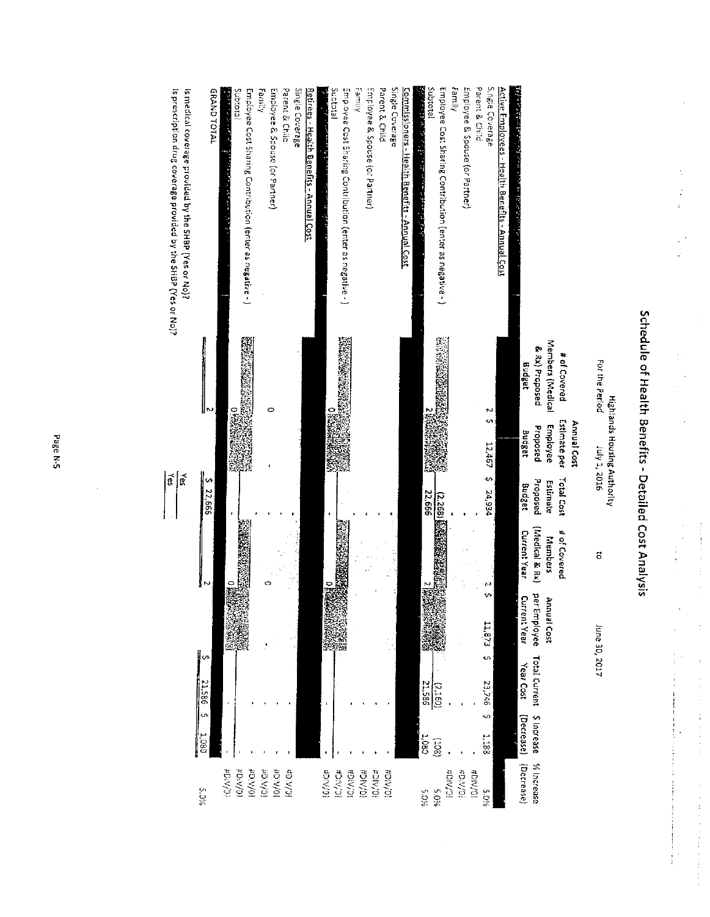# Schedule of Health Benefits - Detailed Cost Analysis

Highlands Housing Authority

For the Period July 1, 2016 to June 30, 2017

| | # of Covered Members (Medical & Rx) Proposed Budget | Annual Cost Estimate per Employee Proposed Budget | Total Cost Estimate Proposed Budget | # of Covered Members (Medical & Rx) Current Year | Annual Cost per Employee Current Year | Total Current Year Cost | $ Increase (Decrease) | % Increase (Decrease) |
|---|---|---|---|---|---|---|---|---|
| **Active Employees - Health Benefits - Annual Cost** | | | | | | | | |
| Single Coverage | 2 | $ 12,467 | $ 24,934 | 2 | $ 11,873 | $ 23,746 | $ 1,188 | 5.0% |
| Parent & Child | | | - | | | - | - | #DIV/0! |
| Employee & Spouse (or Partner) | | | - | | | - | - | #DIV/0! |
| Family | | | - | | | - | - | #DIV/0! |
| Employee Cost Sharing Contribution (enter as negative - ) | | | (2,268) | | | (2,160) | (108) | 5.0% |
| Subtotal | 2 | | 22,666 | 2 | | 21,586 | 1,080 | 5.0% |
| **Commissioners - Health Benefits - Annual Cost** | | | | | | | | |
| Single Coverage | | | - | | | - | - | #DIV/0! |
| Parent & Child | | | - | | | - | - | #DIV/0! |
| Employee & Spouse (or Partner) | | | - | | | - | - | #DIV/0! |
| Family | | | - | | | - | - | #DIV/0! |
| Employee Cost Sharing Contribution (enter as negative - ) | | | - | | | - | - | #DIV/0! |
| Subtotal | 0 | | - | 0 | | - | - | #DIV/0! |
| **Retirees - Health Benefits - Annual Cost** | | | | | | | | |
| Single Coverage | | | - | | | - | - | #DIV/0! |
| Parent & Child | | | - | | | - | - | #DIV/0! |
| Employee & Spouse (or Partner) | 0 | - | - | 0 | - | - | - | #DIV/0! |
| Family | | | - | | | - | - | #DIV/0! |
| Employee Cost Sharing Contribution (enter as negative - ) | | | - | | | - | - | #DIV/0! |
| Subtotal | 0 | | - | 0 | | - | - | #DIV/0! |
| **GRAND TOTAL** | 2 | | $ 22,666 | 2 | | $ 21,586 | $ 1,080 | 5.0% |

Is medical coverage provided by the SHBP (Yes or No)? Yes

Is prescription drug coverage provided by the SHBP (Yes or No)? Yes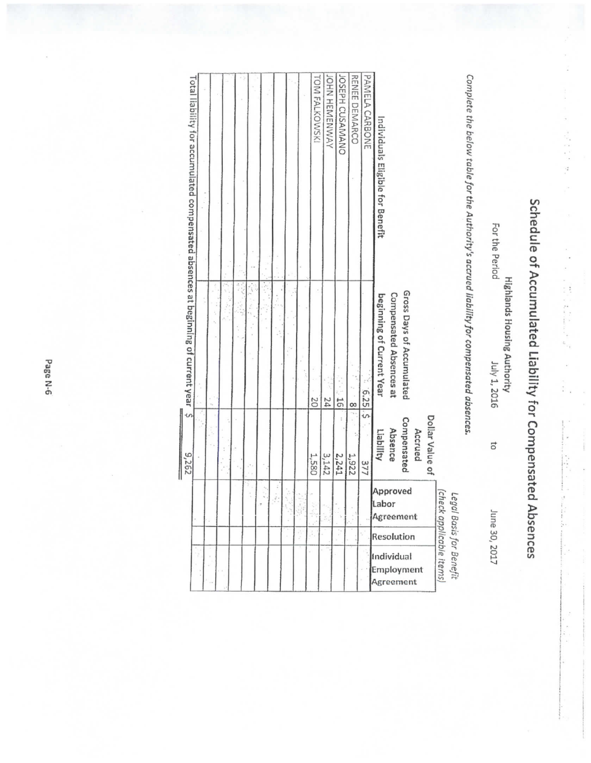# Schedule of Accumulated Liability for Compensated Absences

Highlands Housing Authority

For the Period July 1, 2016 to June 30, 2017

*Complete the below table for the Authority's accrued liability for compensated absences.*

| Individuals Eligible for Benefit | Gross Days of Accumulated Compensated Absences at beginning of Current Year | Dollar Value of Accrued Compensated Absence Liability | Legal Basis for Benefit (check applicable items) | | |
|---|---|---|---|---|---|
| | | | Approved Labor Agreement | Resolution | Individual Employment Agreement |
| PAMELA CARBONE | 6.25 | $ 377 | | | |
| RENEE DEMARCO | 8 | 1,922 | | | |
| JOSEPH CUSAMANO | 16 | 2,241 | | | |
| JOHN HEMENWAY | 24 | 3,142 | | | |
| TOM FALKOWSKI | 20 | 1,580 | | | |
| | | | | | |
| | | | | | |
| | | | | | |
| | | | | | |
| | | | | | |
| | | | | | |
| | | | | | |
| | | | | | |
| | | | | | |
| Total liability for accumulated compensated absences at beginning of current year | | $ 9,262 | | | |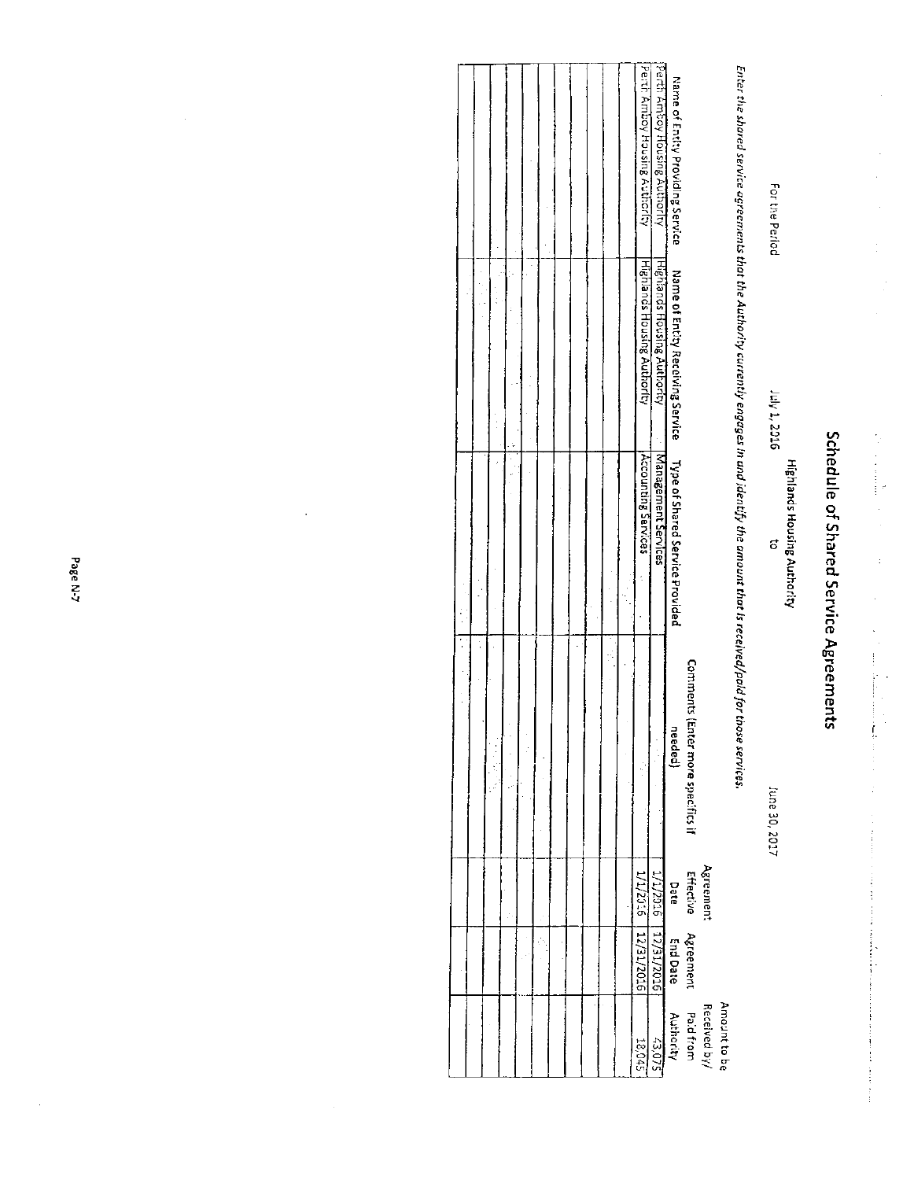# Schedule of Shared Service Agreements

Highlands Housing Authority

For the Period July 1, 2016 to June 30, 2017

*Enter the shared service agreements that the Authority currently engages in and identify the amount that is received/paid for those services.*

| Name of Entity Providing Service | Name of Entity Receiving Service | Type of Shared Service Provided | Comments (Enter more specifics if needed) | Agreement Effective Date | Agreement End Date | Amount to be Received by/ Paid from Authority |
|---|---|---|---|---|---|---|
| Perth Amboy Housing Authority | Highlands Housing Authority | Management Services | | 1/1/2016 | 12/31/2016 | 43,075 |
| Perth Amboy Housing Authority | Highlands Housing Authority | Accounting Services | | 1/1/2016 | 12/31/2016 | 18,045 |
| | | | | | | |
| | | | | | | |
| | | | | | | |
| | | | | | | |
| | | | | | | |
| | | | | | | |
| | | | | | | |
| | | | | | | |
| | | | | | | |
| | | | | | | |
| | | | | | | |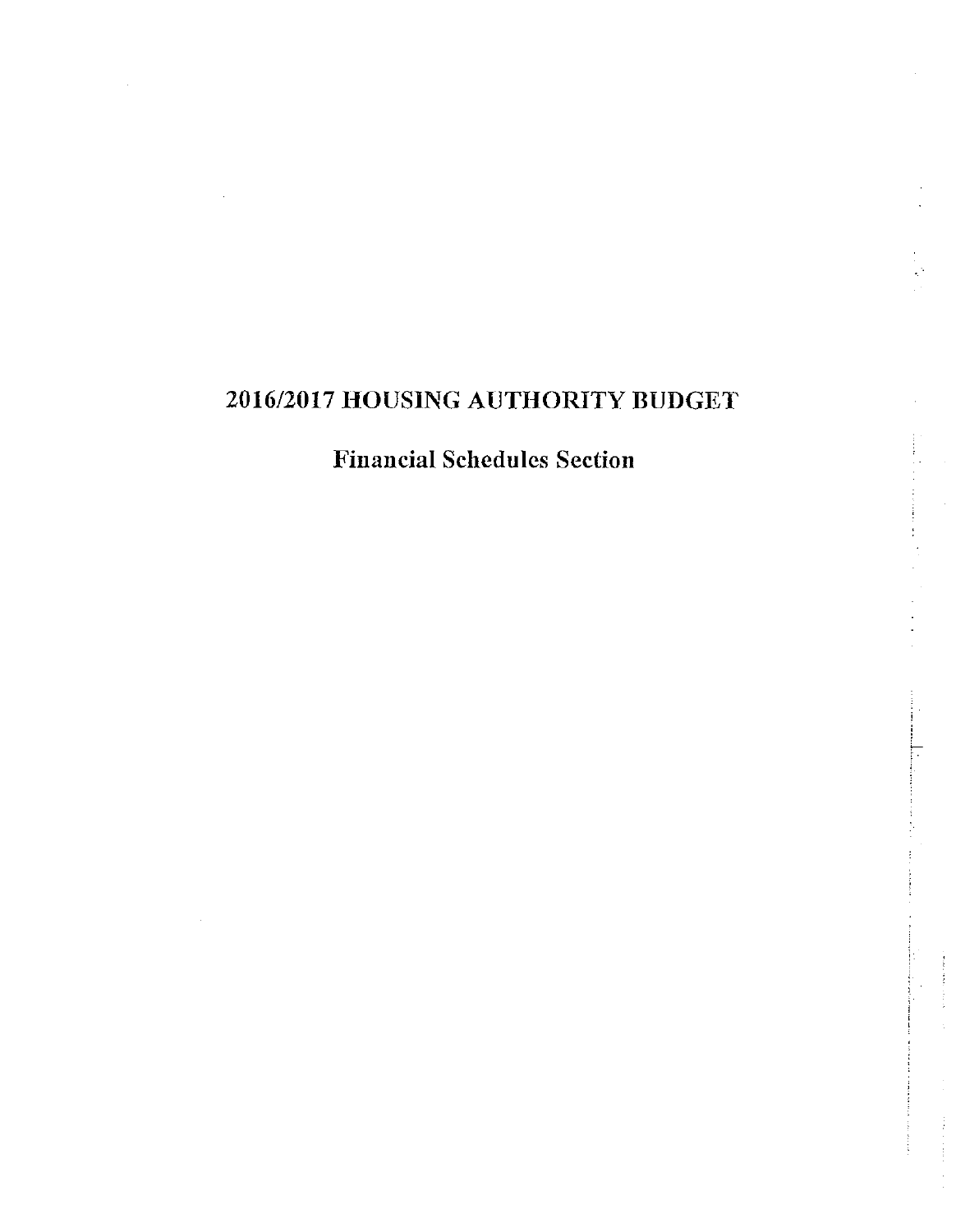# 2016/2017 HOUSING AUTHORITY BUDGET

## Financial Schedules Section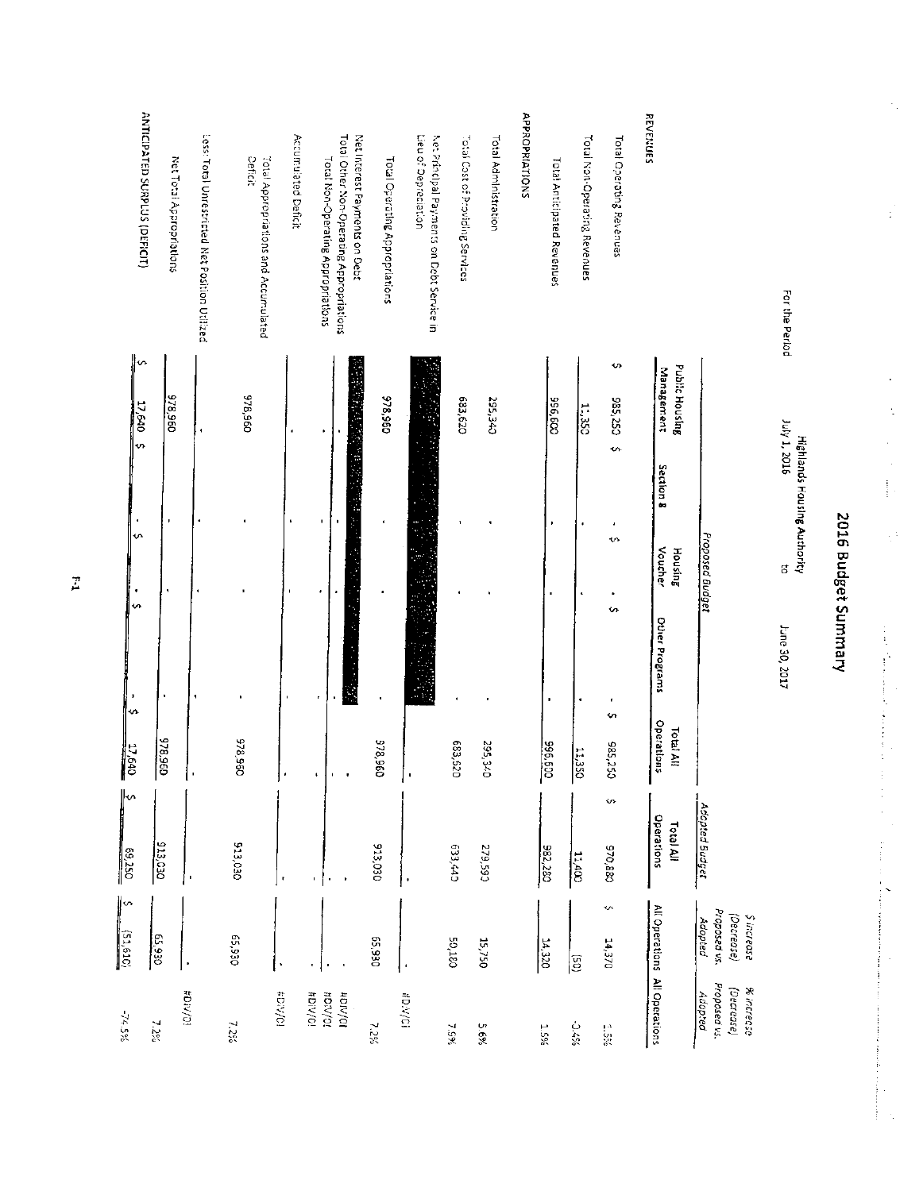# 2016 Budget Summary

Highlands Housing Authority

For the Period July 1, 2016 to June 30, 2017

| | Proposed Budget | | | | | Adopted Budget | $ Increase (Decrease) Proposed vs. Adopted | % Increase (Decrease) Proposed vs. Adopted |
|---|---|---|---|---|---|---|---|---|
| | Public Housing Management | Section 8 | Housing Voucher | Other Programs | Total All Operations | Total All Operations | All Operations | All Operations |
| **REVENUES** | | | | | | | | |
| Total Operating Revenues | $ 985,250 | $ - | $ - | $ - | $ 985,250 | $ 970,880 | $ 14,370 | 1.5% |
| Total Non-Operating Revenues | 11,350 | - | - | - | 11,350 | 11,400 | (50) | -0.4% |
| Total Anticipated Revenues | 996,600 | - | - | - | 996,600 | 982,280 | 14,320 | 1.5% |
| **APPROPRIATIONS** | | | | | | | | |
| Total Administration | 295,340 | - | - | - | 295,340 | 279,590 | 15,750 | 5.6% |
| Total Cost of Providing Services | 683,620 | - | - | - | 683,620 | 633,440 | 50,180 | 7.9% |
| Net Principal Payments on Debt Service in Lieu of Depreciation | | | | | - | - | - | #DIV/0! |
| Total Operating Appropriations | 978,960 | - | - | - | 978,960 | 913,030 | 65,930 | 7.2% |
| Net Interest Payments on Debt | | | | | - | - | - | #DIV/0! |
| Total Other Non-Operating Appropriations | - | - | - | - | - | - | - | #DIV/0! |
| Total Non-Operating Appropriations | - | - | - | - | - | - | - | #DIV/0! |
| Accumulated Deficit | - | - | - | - | - | - | - | #DIV/0! |
| Total Appropriations and Accumulated Deficit | 978,960 | - | - | - | 978,960 | 913,030 | 65,930 | 7.2% |
| Less: Total Unrestricted Net Position Utilized | - | - | - | - | - | - | - | #DIV/0! |
| Net Total Appropriations | 978,960 | - | - | - | 978,960 | 913,030 | 65,930 | 7.2% |
| **ANTICIPATED SURPLUS (DEFICIT)** | $ 17,640 | $ - | $ - | $ - | $ 17,640 | $ 69,250 | $ (51,610) | -74.5% |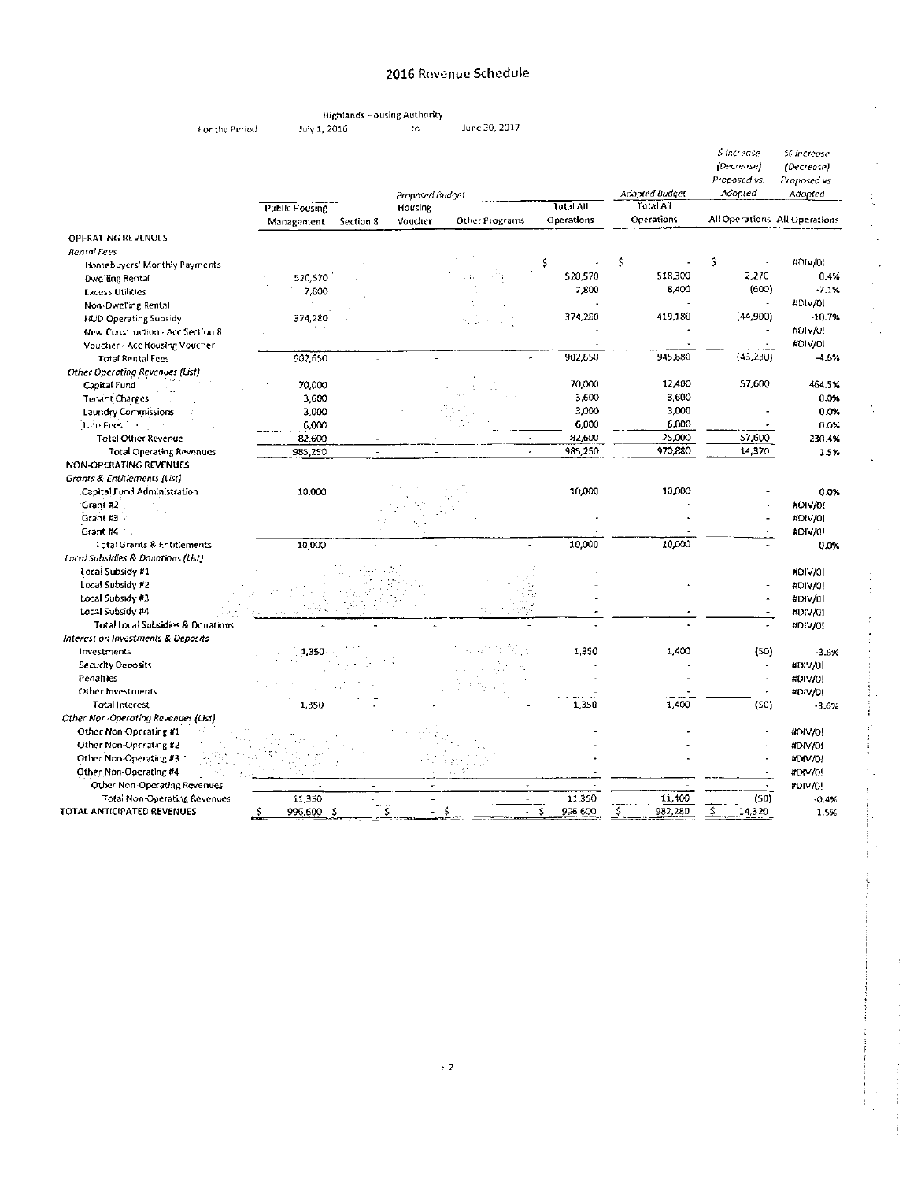# 2016 Revenue Schedule

Highlands Housing Authority

For the Period July 1, 2016 to June 30, 2017

| | Proposed Budget | | | | | Adopted Budget | $ Increase (Decrease) Proposed vs. Adopted | % Increase (Decrease) Proposed vs. Adopted |
|---|---|---|---|---|---|---|---|---|
| | Public Housing Management | Section 8 | Housing Voucher | Other Programs | Total All Operations | Total All Operations | All Operations | All Operations |
| **OPERATING REVENUES** | | | | | | | | |
| *Rental Fees* | | | | | | | | |
| Homebuyers' Monthly Payments | | | | | $ - | $ - | $ - | #DIV/0! |
| Dwelling Rental | 520,570 | | | | 520,570 | 518,300 | 2,270 | 0.4% |
| Excess Utilities | 7,800 | | | | 7,800 | 8,400 | (600) | -7.1% |
| Non-Dwelling Rental | | | | | - | - | - | #DIV/0! |
| HUD Operating Subsidy | 374,280 | | | | 374,280 | 419,180 | (44,900) | -10.7% |
| New Construction - Acc Section 8 | | | | | - | - | - | #DIV/0! |
| Voucher - Acc Housing Voucher | | | | | - | - | - | #DIV/0! |
| Total Rental Fees | 902,650 | - | - | - | 902,650 | 945,880 | (43,230) | -4.6% |
| *Other Operating Revenues (List)* | | | | | | | | |
| Capital Fund | 70,000 | | | | 70,000 | 12,400 | 57,600 | 464.5% |
| Tenant Charges | 3,600 | | | | 3,600 | 3,600 | - | 0.0% |
| Laundry Commissions | 3,000 | | | | 3,000 | 3,000 | - | 0.0% |
| Late Fees | 6,000 | | | | 6,000 | 6,000 | - | 0.0% |
| Total Other Revenue | 82,600 | - | - | - | 82,600 | 25,000 | 57,600 | 230.4% |
| Total Operating Revenues | 985,250 | - | - | - | 985,250 | 970,880 | 14,370 | 1.5% |
| **NON-OPERATING REVENUES** | | | | | | | | |
| *Grants & Entitlements (List)* | | | | | | | | |
| Capital Fund Administration | 10,000 | | | | 10,000 | 10,000 | - | 0.0% |
| Grant #2 | | | | | - | - | - | #DIV/0! |
| Grant #3 | | | | | - | - | - | #DIV/0! |
| Grant #4 | | | | | - | - | - | #DIV/0! |
| Total Grants & Entitlements | 10,000 | - | - | - | 10,000 | 10,000 | - | 0.0% |
| *Local Subsidies & Donations (List)* | | | | | | | | |
| Local Subsidy #1 | | | | | - | - | - | #DIV/0! |
| Local Subsidy #2 | | | | | - | - | - | #DIV/0! |
| Local Subsidy #3 | | | | | - | - | - | #DIV/0! |
| Local Subsidy #4 | | | | | - | - | - | #DIV/0! |
| Total Local Subsidies & Donations | - | - | - | - | - | - | - | #DIV/0! |
| *Interest on Investments & Deposits* | | | | | | | | |
| Investments | 1,350 | | | | 1,350 | 1,400 | (50) | -3.6% |
| Security Deposits | | | | | - | - | - | #DIV/0! |
| Penalties | | | | | - | - | - | #DIV/0! |
| Other Investments | | | | | - | - | - | #DIV/0! |
| Total Interest | 1,350 | - | - | - | 1,350 | 1,400 | (50) | -3.6% |
| *Other Non-Operating Revenues (List)* | | | | | | | | |
| Other Non-Operating #1 | | | | | - | - | - | #DIV/0! |
| Other Non-Operating #2 | | | | | - | - | - | #DIV/0! |
| Other Non-Operating #3 | | | | | - | - | - | #DIV/0! |
| Other Non-Operating #4 | | | | | - | - | - | #DIV/0! |
| Other Non-Operating Revenues | - | - | - | - | - | - | - | #DIV/0! |
| Total Non-Operating Revenues | 11,350 | - | - | - | 11,350 | 11,400 | (50) | -0.4% |
| **TOTAL ANTICIPATED REVENUES** | $ 996,600 | $ - | $ - | $ - | $ 996,600 | $ 982,280 | $ 14,320 | 1.5% |

F-2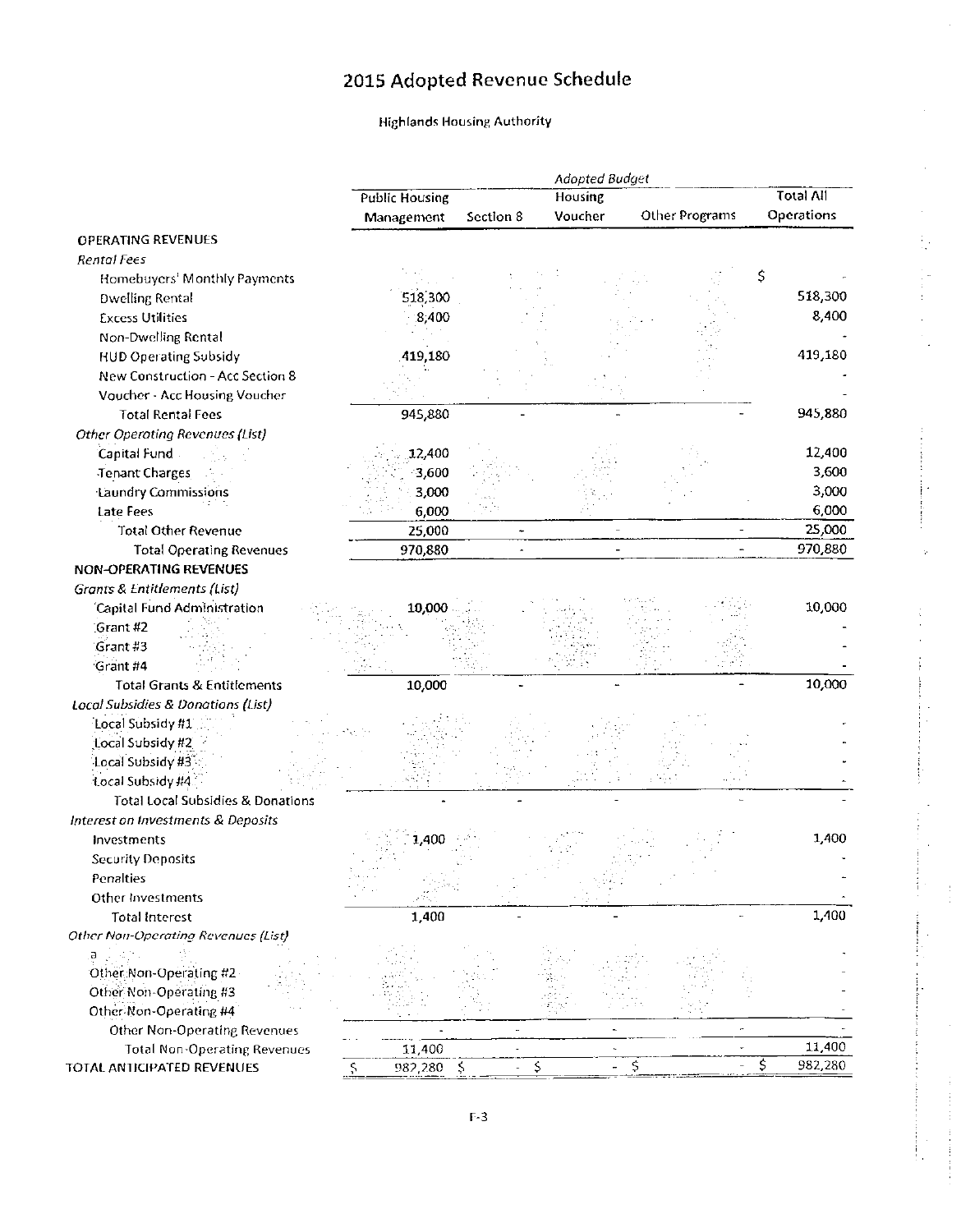# 2015 Adopted Revenue Schedule

Highlands Housing Authority

| | *Adopted Budget* | | | | |
|---|---|---|---|---|---|
| | Public Housing Management | Section 8 | Housing Voucher | Other Programs | Total All Operations |
| **OPERATING REVENUES** | | | | | |
| *Rental Fees* | | | | | |
| Homebuyers' Monthly Payments | | | | | $ - |
| Dwelling Rental | 518,300 | | | | 518,300 |
| Excess Utilities | 8,400 | | | | 8,400 |
| Non-Dwelling Rental | | | | | - |
| HUD Operating Subsidy | 419,180 | | | | 419,180 |
| New Construction - Acc Section 8 | | | | | - |
| Voucher - Acc Housing Voucher | | | | | - |
| Total Rental Fees | 945,880 | - | - | - | 945,880 |
| *Other Operating Revenues (List)* | | | | | |
| Capital Fund | 12,400 | | | | 12,400 |
| Tenant Charges | 3,600 | | | | 3,600 |
| Laundry Commissions | 3,000 | | | | 3,000 |
| Late Fees | 6,000 | | | | 6,000 |
| Total Other Revenue | 25,000 | - | - | - | 25,000 |
| Total Operating Revenues | 970,880 | - | - | - | 970,880 |
| **NON-OPERATING REVENUES** | | | | | |
| *Grants & Entitlements (List)* | | | | | |
| Capital Fund Administration | 10,000 | | | | 10,000 |
| Grant #2 | | | | | - |
| Grant #3 | | | | | - |
| Grant #4 | | | | | - |
| Total Grants & Entitlements | 10,000 | - | - | - | 10,000 |
| *Local Subsidies & Donations (List)* | | | | | |
| Local Subsidy #1 | | | | | - |
| Local Subsidy #2 | | | | | - |
| Local Subsidy #3 | | | | | - |
| Local Subsidy #4 | | | | | - |
| Total Local Subsidies & Donations | - | - | - | - | - |
| *Interest on Investments & Deposits* | | | | | |
| Investments | 1,400 | | | | 1,400 |
| Security Deposits | | | | | - |
| Penalties | | | | | - |
| Other Investments | | | | | - |
| Total Interest | 1,400 | - | - | - | 1,400 |
| *Other Non-Operating Revenues (List)* | | | | | |
| a | | | | | - |
| Other Non-Operating #2 | | | | | - |
| Other Non-Operating #3 | | | | | - |
| Other Non-Operating #4 | | | | | - |
| Other Non-Operating Revenues | - | - | - | - | - |
| Total Non-Operating Revenues | 11,400 | - | - | - | 11,400 |
| **TOTAL ANTICIPATED REVENUES** | $ 982,280 | $ - | $ - | $ - | $ 982,280 |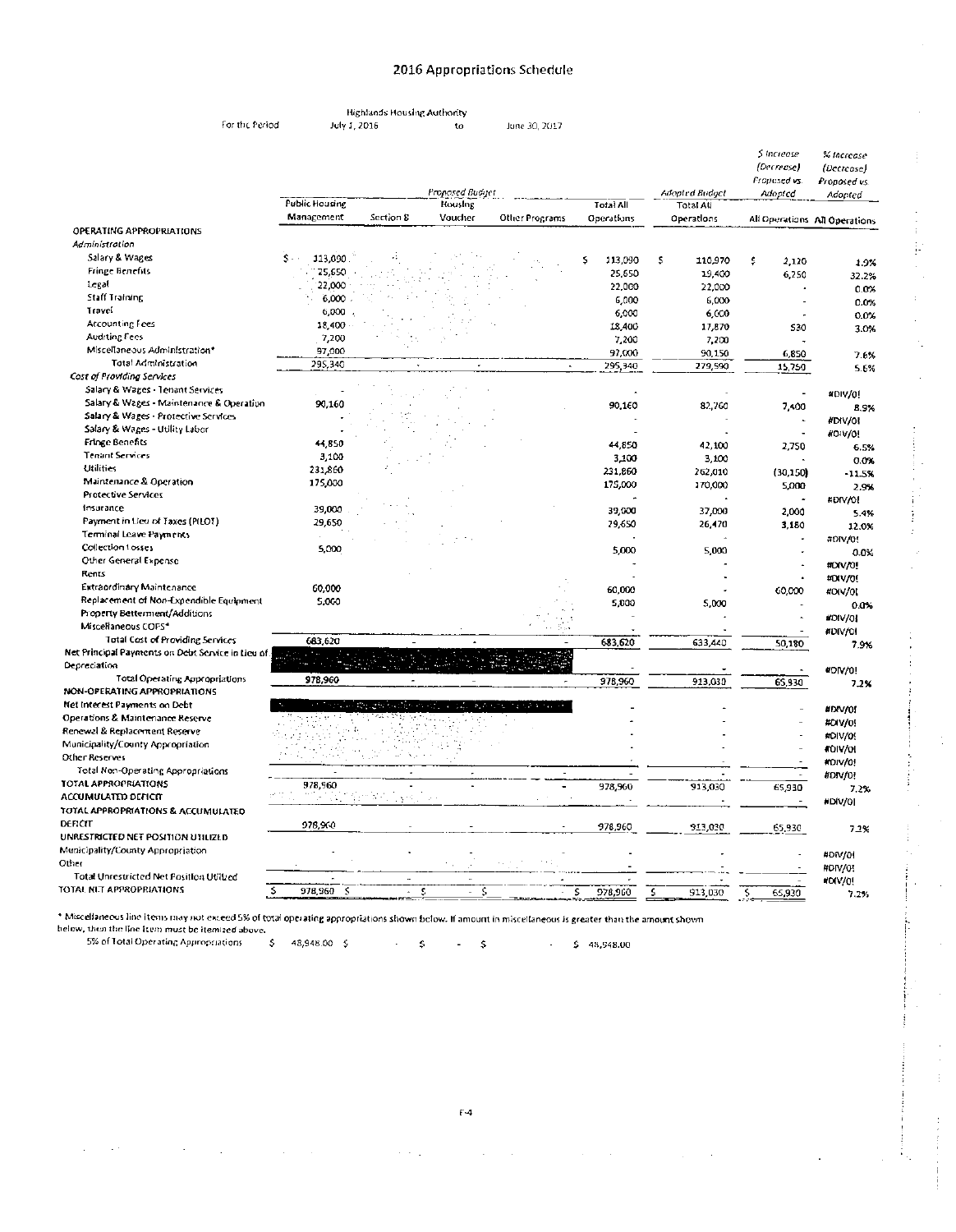# 2016 Appropriations Schedule

Highlands Housing Authority

For the Period July 1, 2016 to June 30, 2017

| | Proposed Budget | | | | | Adopted Budget | $ Increase (Decrease) Proposed vs. Adopted | % Increase (Decrease) Proposed vs. Adopted |
|---|---|---|---|---|---|---|---|---|
| | Public Housing Management | Section 8 | Housing Voucher | Other Programs | Total All Operations | Total All Operations | All Operations | All Operations |
| **OPERATING APPROPRIATIONS** | | | | | | | | |
| *Administration* | | | | | | | | |
| Salary & Wages | $ 113,090 | | | | $ 113,090 | $ 110,970 | $ 2,120 | 1.9% |
| Fringe Benefits | 25,650 | | | | 25,650 | 19,400 | 6,250 | 32.2% |
| Legal | 22,000 | | | | 22,000 | 22,000 | - | 0.0% |
| Staff Training | 6,000 | | | | 6,000 | 6,000 | - | 0.0% |
| Travel | 6,000 | | | | 6,000 | 6,000 | - | 0.0% |
| Accounting Fees | 18,400 | | | | 18,400 | 17,870 | 530 | 3.0% |
| Auditing Fees | 7,200 | | | | 7,200 | 7,200 | - | |
| Miscellaneous Administration* | 97,000 | | | | 97,000 | 90,150 | 6,850 | 7.6% |
| Total Administration | 295,340 | - | - | - | 295,340 | 279,590 | 15,750 | 5.6% |
| *Cost of Providing Services* | | | | | | | | |
| Salary & Wages - Tenant Services | - | | | | - | - | - | #DIV/0! |
| Salary & Wages - Maintenance & Operation | 90,160 | | | | 90,160 | 82,760 | 7,400 | 8.9% |
| Salary & Wages - Protective Services | - | | | | - | - | - | #DIV/0! |
| Salary & Wages - Utility Labor | - | | | | - | - | - | #DIV/0! |
| Fringe Benefits | 44,850 | | | | 44,850 | 42,100 | 2,750 | 6.5% |
| Tenant Services | 3,100 | | | | 3,100 | 3,100 | - | 0.0% |
| Utilities | 231,860 | | | | 231,860 | 262,010 | (30,150) | -11.5% |
| Maintenance & Operation | 175,000 | | | | 175,000 | 170,000 | 5,000 | 2.9% |
| Protective Services | | | | | - | - | - | #DIV/0! |
| Insurance | 39,000 | | | | 39,000 | 37,000 | 2,000 | 5.4% |
| Payment in Lieu of Taxes (PILOT) | 29,650 | | | | 29,650 | 26,470 | 3,180 | 12.0% |
| Terminal Leave Payments | | | | | - | - | - | #DIV/0! |
| Collection Losses | 5,000 | | | | 5,000 | 5,000 | - | 0.0% |
| Other General Expense | | | | | - | - | - | #DIV/0! |
| Rents | | | | | - | - | - | #DIV/0! |
| Extraordinary Maintenance | 60,000 | | | | 60,000 | - | 60,000 | #DIV/0! |
| Replacement of Non-Expendible Equipment | 5,000 | | | | 5,000 | 5,000 | - | 0.0% |
| Property Betterment/Additions | | | | | - | - | - | #DIV/0! |
| Miscellaneous COFS* | | | | | - | - | - | #DIV/0! |
| Total Cost of Providing Services | 683,620 | - | - | - | 683,620 | 633,440 | 50,180 | 7.9% |
| Net Principal Payments on Debt Service in Lieu of Depreciation | | | | | - | - | - | #DIV/0! |
| Total Operating Appropriations | 978,960 | - | - | - | 978,960 | 913,030 | 65,930 | 7.2% |
| **NON-OPERATING APPROPRIATIONS** | | | | | | | | |
| Net Interest Payments on Debt | | | | | - | - | - | #DIV/0! |
| Operations & Maintenance Reserve | | | | | - | - | - | #DIV/0! |
| Renewal & Replacement Reserve | | | | | - | - | - | #DIV/0! |
| Municipality/County Appropriation | | | | | - | - | - | #DIV/0! |
| Other Reserves | | | | | - | - | - | #DIV/0! |
| Total Non-Operating Appropriations | - | - | - | - | - | - | - | #DIV/0! |
| **TOTAL APPROPRIATIONS** | 978,960 | - | - | - | 978,960 | 913,030 | 65,930 | 7.2% |
| **ACCUMULATED DEFICIT** | | | | | - | - | - | #DIV/0! |
| **TOTAL APPROPRIATIONS & ACCUMULATED DEFICIT** | 978,960 | - | - | - | 978,960 | 913,030 | 65,930 | 7.2% |
| **UNRESTRICTED NET POSITION UTILIZED** | | | | | | | | |
| Municipality/County Appropriation | - | - | - | - | - | - | - | #DIV/0! |
| Other | | | | | - | - | - | #DIV/0! |
| Total Unrestricted Net Position Utilized | - | - | - | - | - | - | - | #DIV/0! |
| **TOTAL NET APPROPRIATIONS** | $ 978,960 | $ - | $ - | $ - | $ 978,960 | $ 913,030 | $ 65,930 | 7.2% |

\* Miscellaneous line items may not exceed 5% of total operating appropriations shown below. If amount in miscellaneous is greater than the amount shown below, then the line item must be itemized above.

| | Public Housing Management | Section 8 | Housing Voucher | Other Programs | Total All Operations |
|---|---|---|---|---|---|
| 5% of Total Operating Appropriations | $ 48,948.00 | $ - | $ - | $ - | $ 48,948.00 |